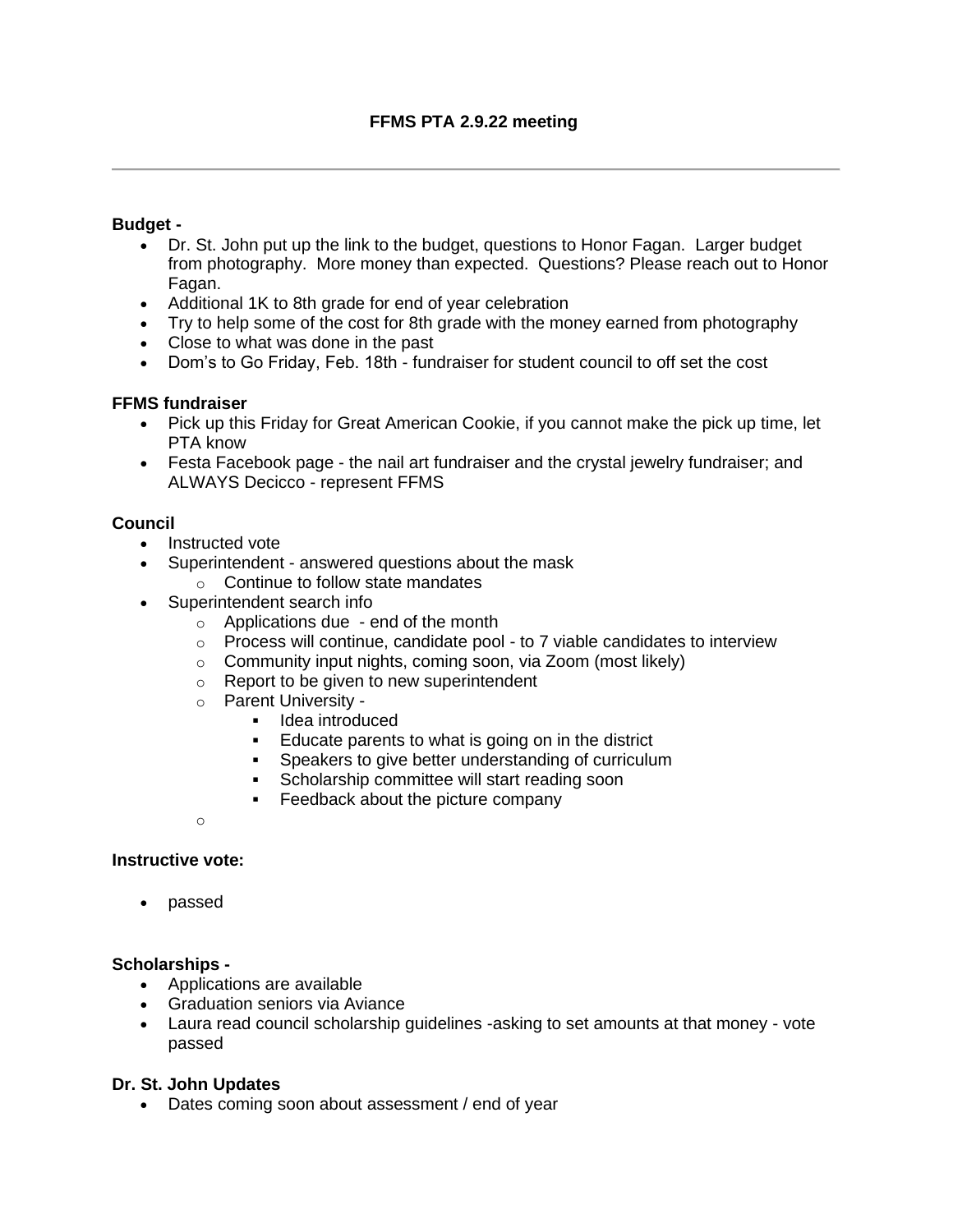# FFMS PTA 2.9.22 meeting

---

**Budget -**

- Dr. St. John put up the link to the budget, questions to Honor Fagan. Larger budget from photography. More money than expected. Questions? Please reach out to Honor Fagan.
- Additional 1K to 8th grade for end of year celebration
- Try to help some of the cost for 8th grade with the money earned from photography
- Close to what was done in the past
- Dom's to Go Friday, Feb. 18th - fundraiser for student council to off set the cost

**FFMS fundraiser**

- Pick up this Friday for Great American Cookie, if you cannot make the pick up time, let PTA know
- Festa Facebook page - the nail art fundraiser and the crystal jewelry fundraiser; and ALWAYS Decicco - represent FFMS

**Council**

- Instructed vote
- Superintendent - answered questions about the mask
  - Continue to follow state mandates
- Superintendent search info
  - Applications due - end of the month
  - Process will continue, candidate pool - to 7 viable candidates to interview
  - Community input nights, coming soon, via Zoom (most likely)
  - Report to be given to new superintendent
  - Parent University -
    - Idea introduced
    - Educate parents to what is going on in the district
    - Speakers to give better understanding of curriculum
    - Scholarship committee will start reading soon
    - Feedback about the picture company

**Instructive vote:**

- passed

**Scholarships -**

- Applications are available
- Graduation seniors via Aviance
- Laura read council scholarship guidelines -asking to set amounts at that money - vote passed

**Dr. St. John Updates**

- Dates coming soon about assessment / end of year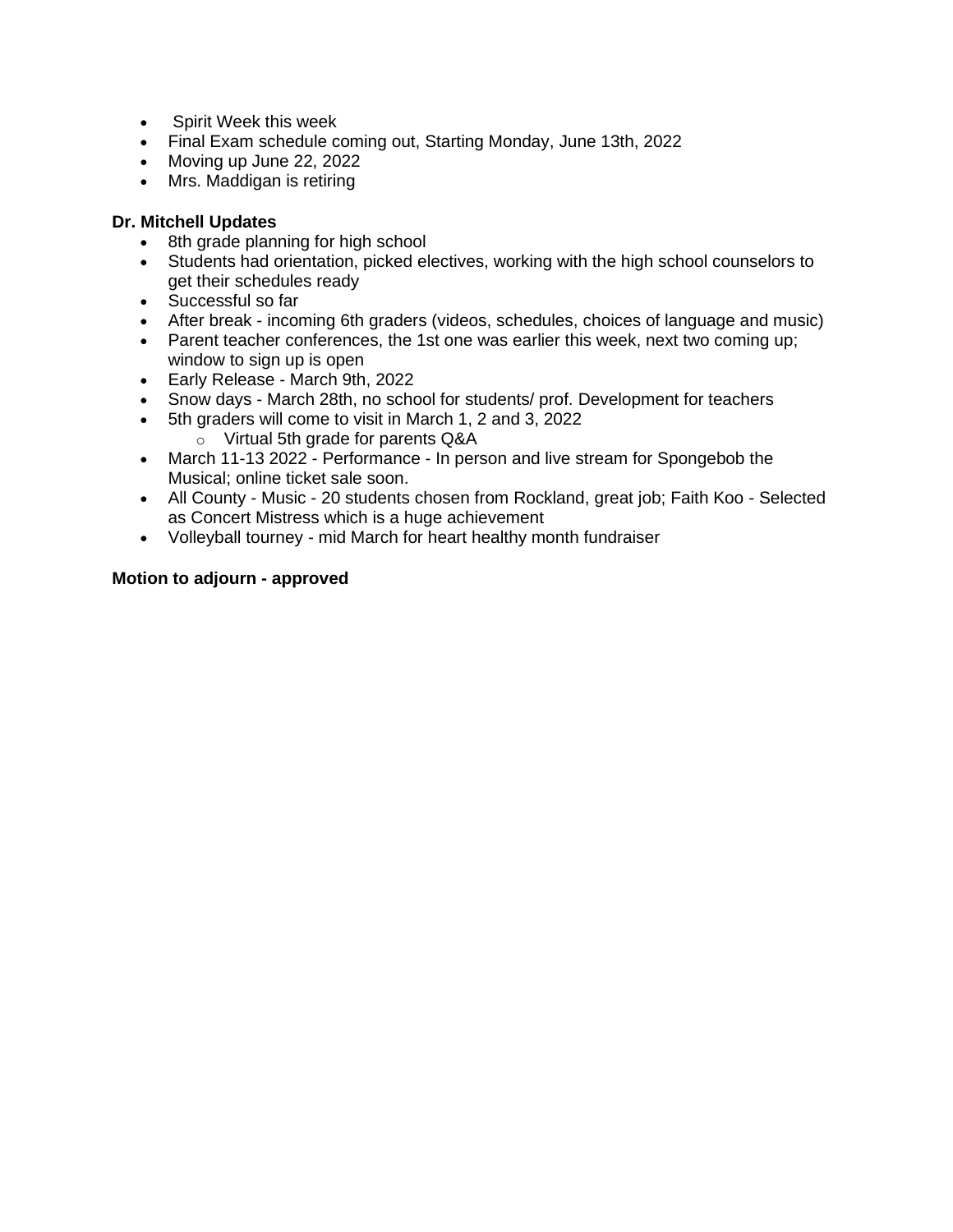- Spirit Week this week
- Final Exam schedule coming out, Starting Monday, June 13th, 2022
- Moving up June 22, 2022
- Mrs. Maddigan is retiring

**Dr. Mitchell Updates**

- 8th grade planning for high school
- Students had orientation, picked electives, working with the high school counselors to get their schedules ready
- Successful so far
- After break - incoming 6th graders (videos, schedules, choices of language and music)
- Parent teacher conferences, the 1st one was earlier this week, next two coming up; window to sign up is open
- Early Release - March 9th, 2022
- Snow days - March 28th, no school for students/ prof. Development for teachers
- 5th graders will come to visit in March 1, 2 and 3, 2022
    - Virtual 5th grade for parents Q&A
- March 11-13 2022 - Performance - In person and live stream for Spongebob the Musical; online ticket sale soon.
- All County - Music - 20 students chosen from Rockland, great job; Faith Koo - Selected as Concert Mistress which is a huge achievement
- Volleyball tourney - mid March for heart healthy month fundraiser

**Motion to adjourn - approved**